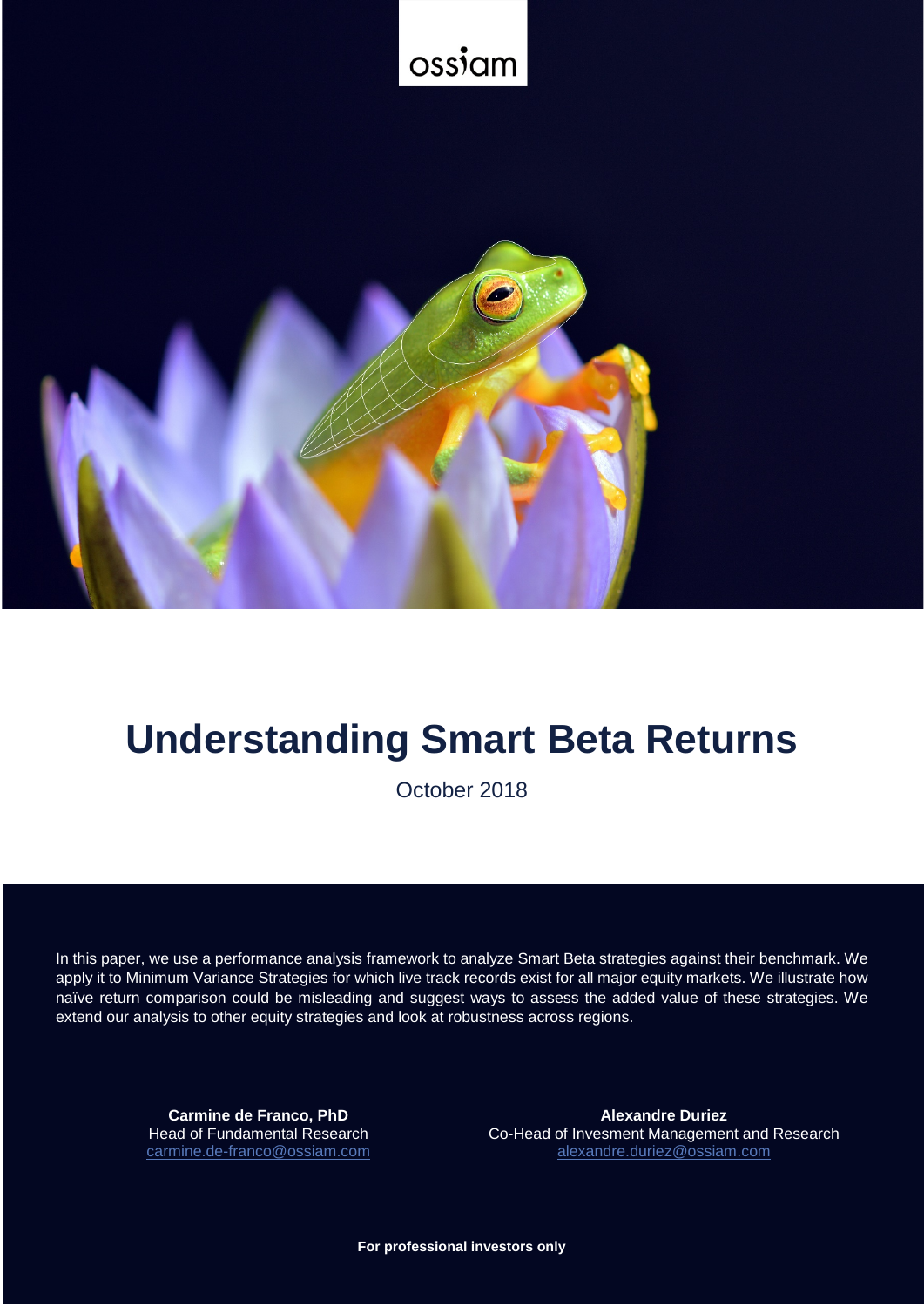ossiam

# Understanding Smart Beta Returns

October 2018

In this paper, we use a performance analysis framework to analyze Smart Beta strategies against their benchmark. We apply it to Minimum Variance Strategies for which live track records exist for all major equity markets. We illustrate how naïve return comparison could be misleading and suggest ways to assess the added value of these strategies. We extend our analysis to other equity strategies and look at robustness across regions.

**Carmine de Franco, PhD**
Head of Fundamental Research
carmine.de-franco@ossiam.com

**Alexandre Duriez**
Co-Head of Invesment Management and Research
alexandre.duriez@ossiam.com

**For professional investors only**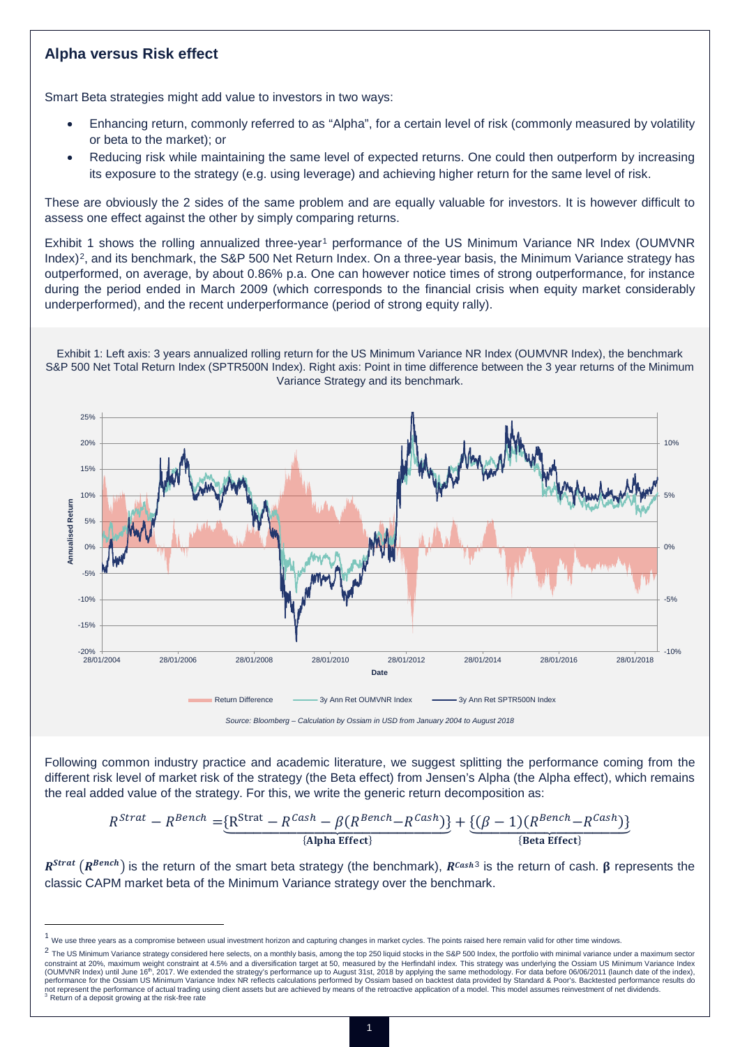## Alpha versus Risk effect

Smart Beta strategies might add value to investors in two ways:

- Enhancing return, commonly referred to as "Alpha", for a certain level of risk (commonly measured by volatility or beta to the market); or
- Reducing risk while maintaining the same level of expected returns. One could then outperform by increasing its exposure to the strategy (e.g. using leverage) and achieving higher return for the same level of risk.

These are obviously the 2 sides of the same problem and are equally valuable for investors. It is however difficult to assess one effect against the other by simply comparing returns.

Exhibit 1 shows the rolling annualized three-year[1] performance of the US Minimum Variance NR Index (OUMVNR Index)[2], and its benchmark, the S&P 500 Net Return Index. On a three-year basis, the Minimum Variance strategy has outperformed, on average, by about 0.86% p.a. One can however notice times of strong outperformance, for instance during the period ended in March 2009 (which corresponds to the financial crisis when equity market considerably underperformed), and the recent underperformance (period of strong equity rally).

Exhibit 1: Left axis: 3 years annualized rolling return for the US Minimum Variance NR Index (OUMVNR Index), the benchmark S&P 500 Net Total Return Index (SPTR500N Index). Right axis: Point in time difference between the 3 year returns of the Minimum Variance Strategy and its benchmark.

*Source: Bloomberg – Calculation by Ossiam in USD from January 2004 to August 2018*

Following common industry practice and academic literature, we suggest splitting the performance coming from the different risk level of market risk of the strategy (the Beta effect) from Jensen's Alpha (the Alpha effect), which remains the real added value of the strategy. For this, we write the generic return decomposition as:

$$R^{Strat} - R^{Bench} = \underbrace{\{R^{Strat} - R^{Cash} - \beta(R^{Bench} - R^{Cash})\}}_{\{\textbf{Alpha Effect}\}} + \underbrace{\{(\beta - 1)(R^{Bench} - R^{Cash})\}}_{\{\textbf{Beta Effect}\}}$$

$\boldsymbol{R^{Strat}}$ ($\boldsymbol{R^{Bench}}$) is the return of the smart beta strategy (the benchmark), $\boldsymbol{R^{Cash}}$[3] is the return of cash. $\boldsymbol{\beta}$ represents the classic CAPM market beta of the Minimum Variance strategy over the benchmark.

---

[1] We use three years as a compromise between usual investment horizon and capturing changes in market cycles. The points raised here remain valid for other time windows.

[2] The US Minimum Variance strategy considered here selects, on a monthly basis, among the top 250 liquid stocks in the S&P 500 Index, the portfolio with minimal variance under a maximum sector constraint at 20%, maximum weight constraint at 4.5% and a diversification target at 50, measured by the Herfindahl index. This strategy was underlying the Ossiam US Minimum Variance Index (OUMVNR Index) until June 16th, 2017. We extended the strategy's performance up to August 31st, 2018 by applying the same methodology. For data before 06/06/2011 (launch date of the index), performance for the Ossiam US Minimum Variance Index NR reflects calculations performed by Ossiam based on backtest data provided by Standard & Poor's. Backtested performance results do not represent the performance of actual trading using client assets but are achieved by means of the retroactive application of a model. This model assumes reinvestment of net dividends.

[3] Return of a deposit growing at the risk-free rate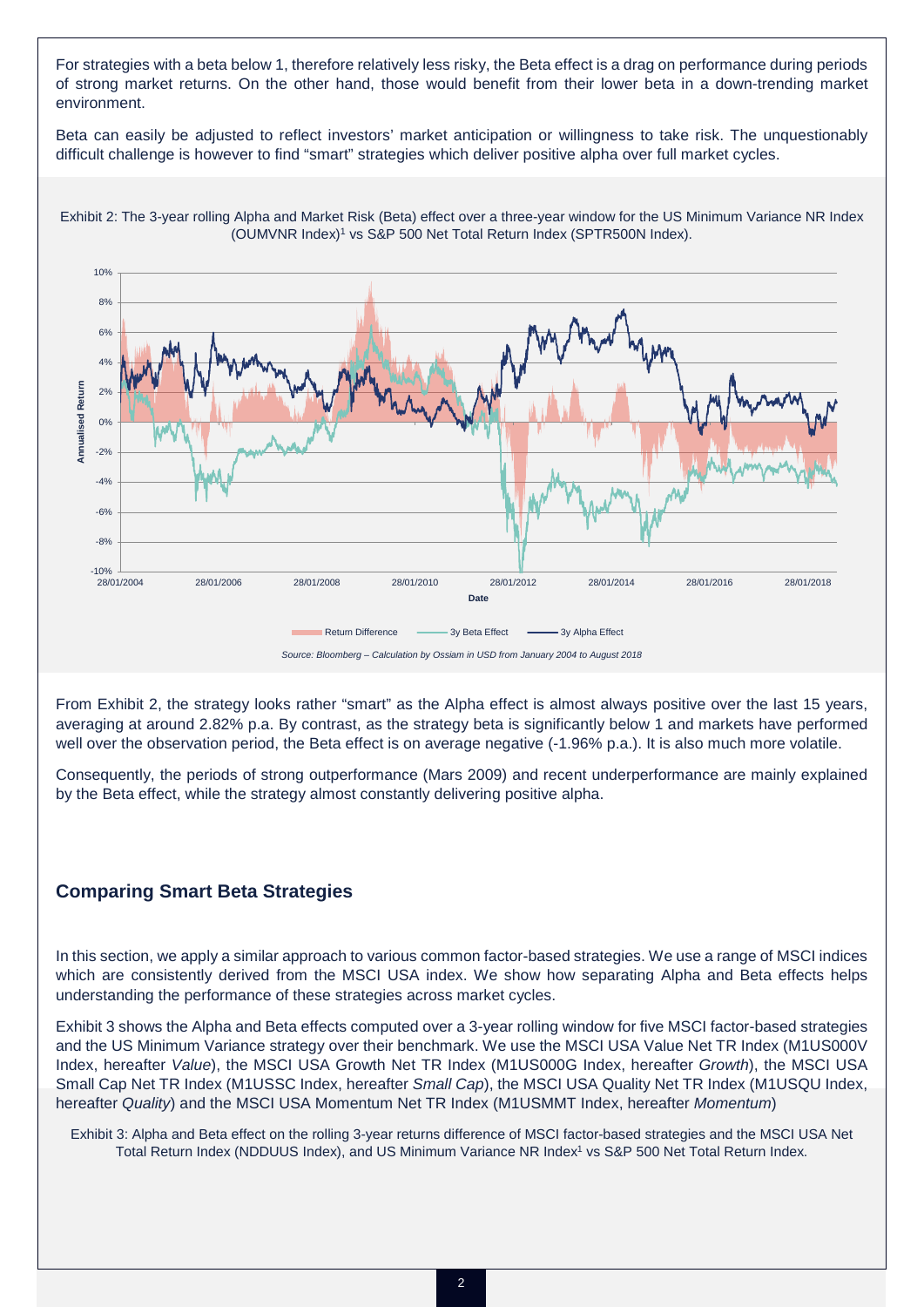For strategies with a beta below 1, therefore relatively less risky, the Beta effect is a drag on performance during periods of strong market returns. On the other hand, those would benefit from their lower beta in a down-trending market environment.

Beta can easily be adjusted to reflect investors' market anticipation or willingness to take risk. The unquestionably difficult challenge is however to find "smart" strategies which deliver positive alpha over full market cycles.

Exhibit 2: The 3-year rolling Alpha and Market Risk (Beta) effect over a three-year window for the US Minimum Variance NR Index (OUMVNR Index)[1] vs S&P 500 Net Total Return Index (SPTR500N Index).

*Source: Bloomberg – Calculation by Ossiam in USD from January 2004 to August 2018*

From Exhibit 2, the strategy looks rather "smart" as the Alpha effect is almost always positive over the last 15 years, averaging at around 2.82% p.a. By contrast, as the strategy beta is significantly below 1 and markets have performed well over the observation period, the Beta effect is on average negative (-1.96% p.a.). It is also much more volatile.

Consequently, the periods of strong outperformance (Mars 2009) and recent underperformance are mainly explained by the Beta effect, while the strategy almost constantly delivering positive alpha.

## Comparing Smart Beta Strategies

In this section, we apply a similar approach to various common factor-based strategies. We use a range of MSCI indices which are consistently derived from the MSCI USA index. We show how separating Alpha and Beta effects helps understanding the performance of these strategies across market cycles.

Exhibit 3 shows the Alpha and Beta effects computed over a 3-year rolling window for five MSCI factor-based strategies and the US Minimum Variance strategy over their benchmark. We use the MSCI USA Value Net TR Index (M1US000V Index, hereafter *Value*), the MSCI USA Growth Net TR Index (M1US000G Index, hereafter *Growth*), the MSCI USA Small Cap Net TR Index (M1USSC Index, hereafter *Small Cap*), the MSCI USA Quality Net TR Index (M1USQU Index, hereafter *Quality*) and the MSCI USA Momentum Net TR Index (M1USMMT Index, hereafter *Momentum*)

Exhibit 3: Alpha and Beta effect on the rolling 3-year returns difference of MSCI factor-based strategies and the MSCI USA Net Total Return Index (NDDUUS Index), and US Minimum Variance NR Index[1] vs S&P 500 Net Total Return Index.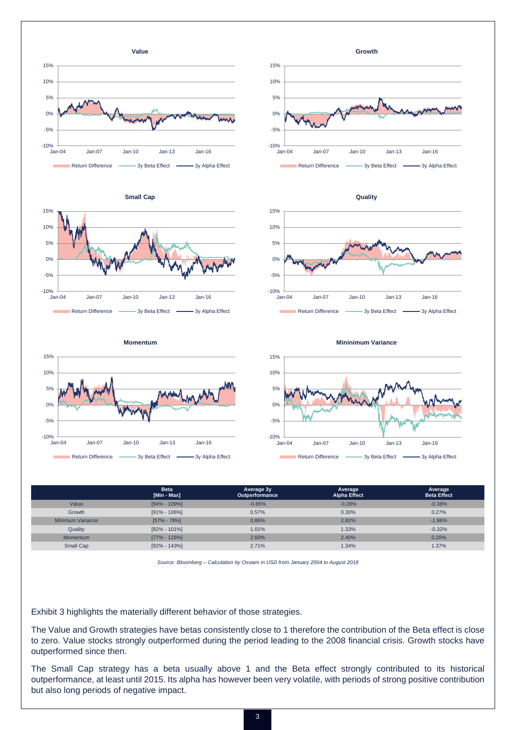| | Beta [Min - Max] | Average 3y Outperformance | Average Alpha Effect | Average Beta Effect |
|---|---|---|---|---|
| Value | [94% - 109%] | -0.65% | -0.28% | -0.38% |
| Growth | [91% - 106%] | 0.57% | 0.30% | 0.27% |
| Minimum Variance | [57% - 78%] | 0.86% | 2.82% | -1.96% |
| Quality | [82% - 101%] | 1.01% | 1.33% | -0.32% |
| Momentum | [77% - 126%] | 2.60% | 2.40% | 0.20% |
| Small Cap | [92% - 143%] | 2.71% | 1.34% | 1.37% |

*Source: Bloomberg – Calculation by Ossiam in USD from January 2004 to August 2018*

Exhibit 3 highlights the materially different behavior of those strategies.

The Value and Growth strategies have betas consistently close to 1 therefore the contribution of the Beta effect is close to zero. Value stocks strongly outperformed during the period leading to the 2008 financial crisis. Growth stocks have outperformed since then.

The Small Cap strategy has a beta usually above 1 and the Beta effect strongly contributed to its historical outperformance, at least until 2015. Its alpha has however been very volatile, with periods of strong positive contribution but also long periods of negative impact.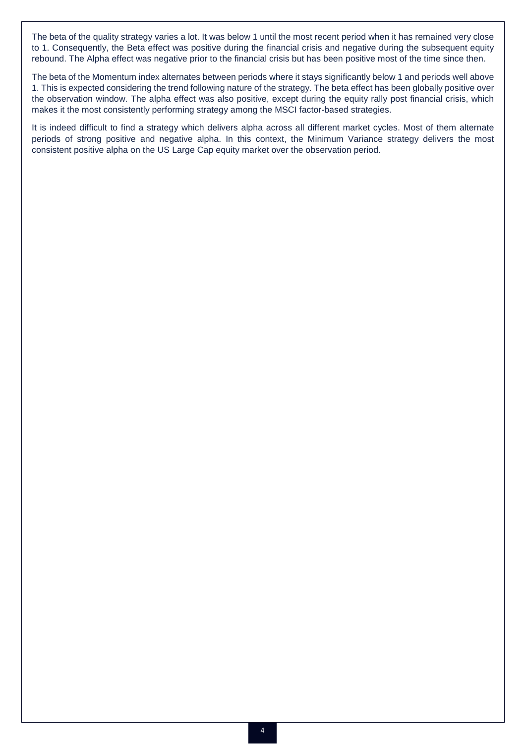The beta of the quality strategy varies a lot. It was below 1 until the most recent period when it has remained very close to 1. Consequently, the Beta effect was positive during the financial crisis and negative during the subsequent equity rebound. The Alpha effect was negative prior to the financial crisis but has been positive most of the time since then.

The beta of the Momentum index alternates between periods where it stays significantly below 1 and periods well above 1. This is expected considering the trend following nature of the strategy. The beta effect has been globally positive over the observation window. The alpha effect was also positive, except during the equity rally post financial crisis, which makes it the most consistently performing strategy among the MSCI factor-based strategies.

It is indeed difficult to find a strategy which delivers alpha across all different market cycles. Most of them alternate periods of strong positive and negative alpha. In this context, the Minimum Variance strategy delivers the most consistent positive alpha on the US Large Cap equity market over the observation period.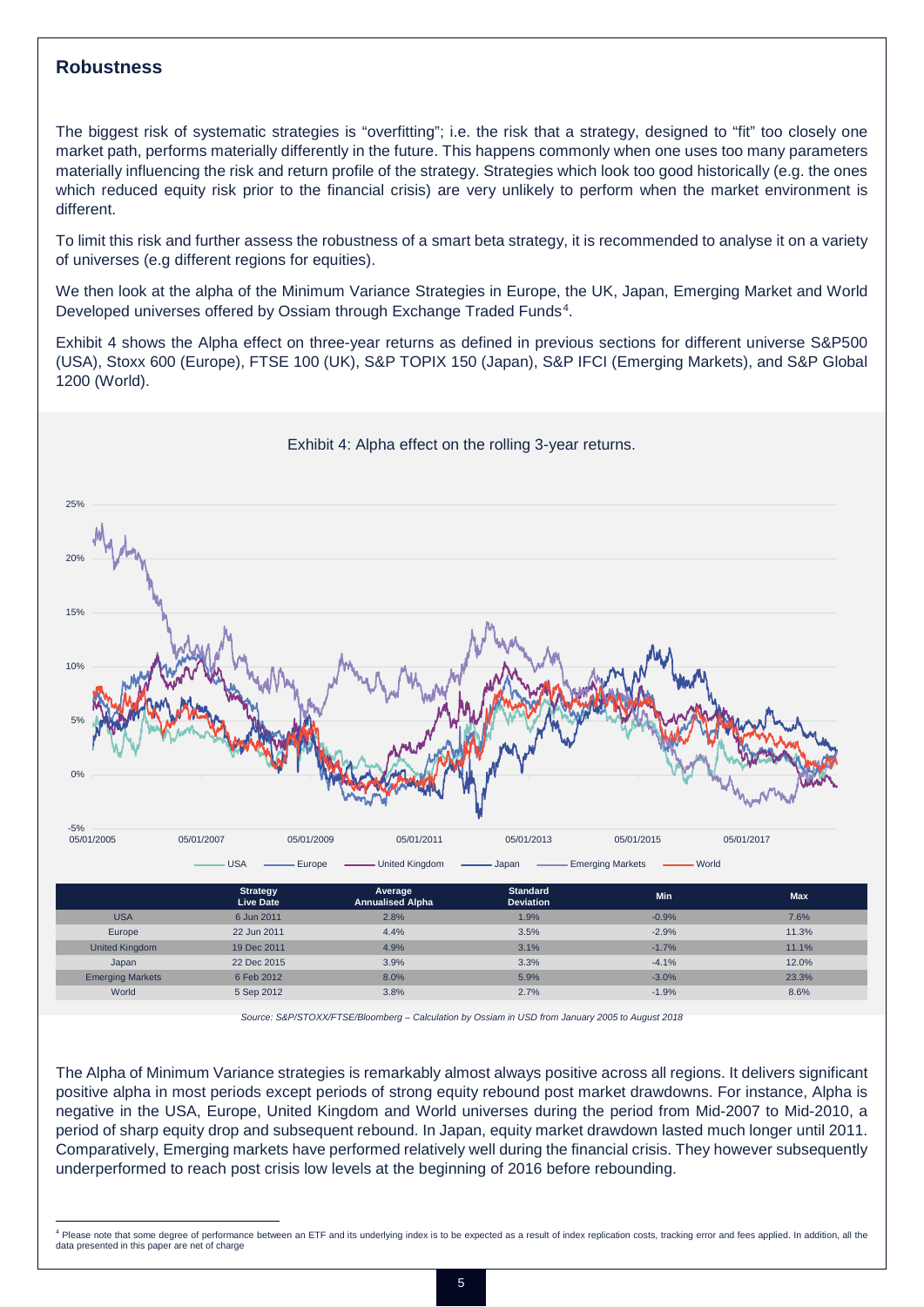## Robustness

The biggest risk of systematic strategies is "overfitting"; i.e. the risk that a strategy, designed to "fit" too closely one market path, performs materially differently in the future. This happens commonly when one uses too many parameters materially influencing the risk and return profile of the strategy. Strategies which look too good historically (e.g. the ones which reduced equity risk prior to the financial crisis) are very unlikely to perform when the market environment is different.

To limit this risk and further assess the robustness of a smart beta strategy, it is recommended to analyse it on a variety of universes (e.g different regions for equities).

We then look at the alpha of the Minimum Variance Strategies in Europe, the UK, Japan, Emerging Market and World Developed universes offered by Ossiam through Exchange Traded Funds[4].

Exhibit 4 shows the Alpha effect on three-year returns as defined in previous sections for different universe S&P500 (USA), Stoxx 600 (Europe), FTSE 100 (UK), S&P TOPIX 150 (Japan), S&P IFCI (Emerging Markets), and S&P Global 1200 (World).

Exhibit 4: Alpha effect on the rolling 3-year returns.

| | Strategy Live Date | Average Annualised Alpha | Standard Deviation | Min | Max |
|---|---|---|---|---|---|
| USA | 6 Jun 2011 | 2.8% | 1.9% | -0.9% | 7.6% |
| Europe | 22 Jun 2011 | 4.4% | 3.5% | -2.9% | 11.3% |
| United Kingdom | 19 Dec 2011 | 4.9% | 3.1% | -1.7% | 11.1% |
| Japan | 22 Dec 2015 | 3.9% | 3.3% | -4.1% | 12.0% |
| Emerging Markets | 6 Feb 2012 | 8.0% | 5.9% | -3.0% | 23.3% |
| World | 5 Sep 2012 | 3.8% | 2.7% | -1.9% | 8.6% |

*Source: S&P/STOXX/FTSE/Bloomberg – Calculation by Ossiam in USD from January 2005 to August 2018*

The Alpha of Minimum Variance strategies is remarkably almost always positive across all regions. It delivers significant positive alpha in most periods except periods of strong equity rebound post market drawdowns. For instance, Alpha is negative in the USA, Europe, United Kingdom and World universes during the period from Mid-2007 to Mid-2010, a period of sharp equity drop and subsequent rebound. In Japan, equity market drawdown lasted much longer until 2011. Comparatively, Emerging markets have performed relatively well during the financial crisis. They however subsequently underperformed to reach post crisis low levels at the beginning of 2016 before rebounding.

[4] Please note that some degree of performance between an ETF and its underlying index is to be expected as a result of index replication costs, tracking error and fees applied. In addition, all the data presented in this paper are net of charge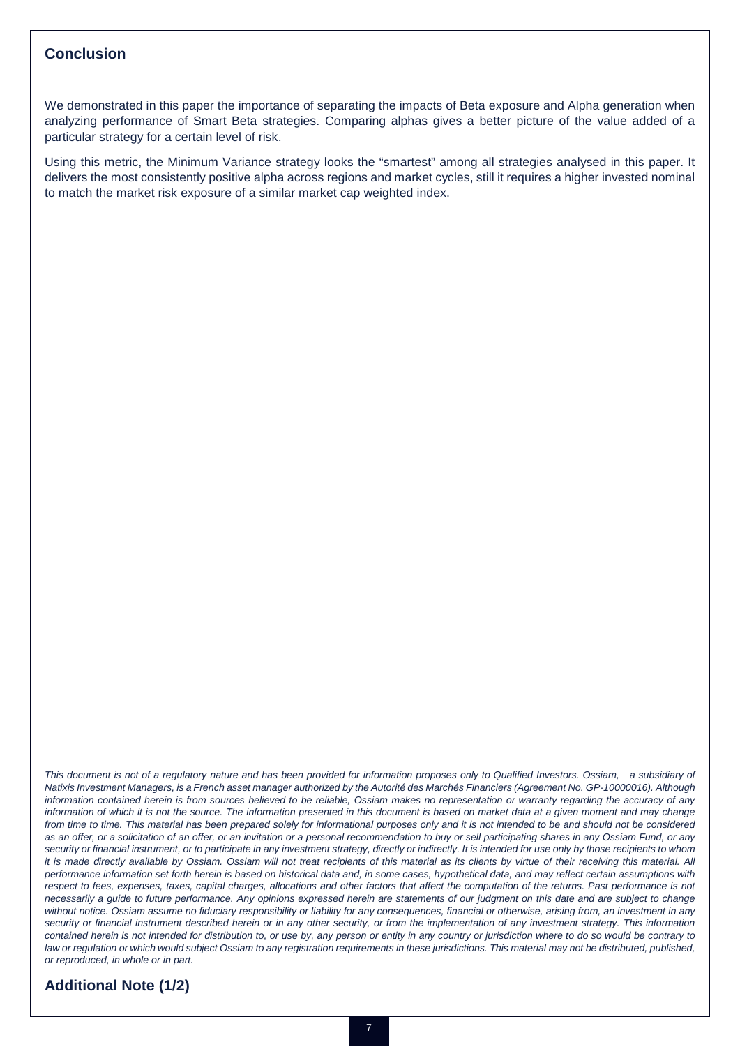## Conclusion

We demonstrated in this paper the importance of separating the impacts of Beta exposure and Alpha generation when analyzing performance of Smart Beta strategies. Comparing alphas gives a better picture of the value added of a particular strategy for a certain level of risk.

Using this metric, the Minimum Variance strategy looks the "smartest" among all strategies analysed in this paper. It delivers the most consistently positive alpha across regions and market cycles, still it requires a higher invested nominal to match the market risk exposure of a similar market cap weighted index.

*This document is not of a regulatory nature and has been provided for information proposes only to Qualified Investors. Ossiam, a subsidiary of Natixis Investment Managers, is a French asset manager authorized by the Autorité des Marchés Financiers (Agreement No. GP-10000016). Although information contained herein is from sources believed to be reliable, Ossiam makes no representation or warranty regarding the accuracy of any information of which it is not the source. The information presented in this document is based on market data at a given moment and may change from time to time. This material has been prepared solely for informational purposes only and it is not intended to be and should not be considered as an offer, or a solicitation of an offer, or an invitation or a personal recommendation to buy or sell participating shares in any Ossiam Fund, or any security or financial instrument, or to participate in any investment strategy, directly or indirectly. It is intended for use only by those recipients to whom it is made directly available by Ossiam. Ossiam will not treat recipients of this material as its clients by virtue of their receiving this material. All performance information set forth herein is based on historical data and, in some cases, hypothetical data, and may reflect certain assumptions with respect to fees, expenses, taxes, capital charges, allocations and other factors that affect the computation of the returns. Past performance is not necessarily a guide to future performance. Any opinions expressed herein are statements of our judgment on this date and are subject to change without notice. Ossiam assume no fiduciary responsibility or liability for any consequences, financial or otherwise, arising from, an investment in any security or financial instrument described herein or in any other security, or from the implementation of any investment strategy. This information contained herein is not intended for distribution to, or use by, any person or entity in any country or jurisdiction where to do so would be contrary to law or regulation or which would subject Ossiam to any registration requirements in these jurisdictions. This material may not be distributed, published, or reproduced, in whole or in part.*

## Additional Note (1/2)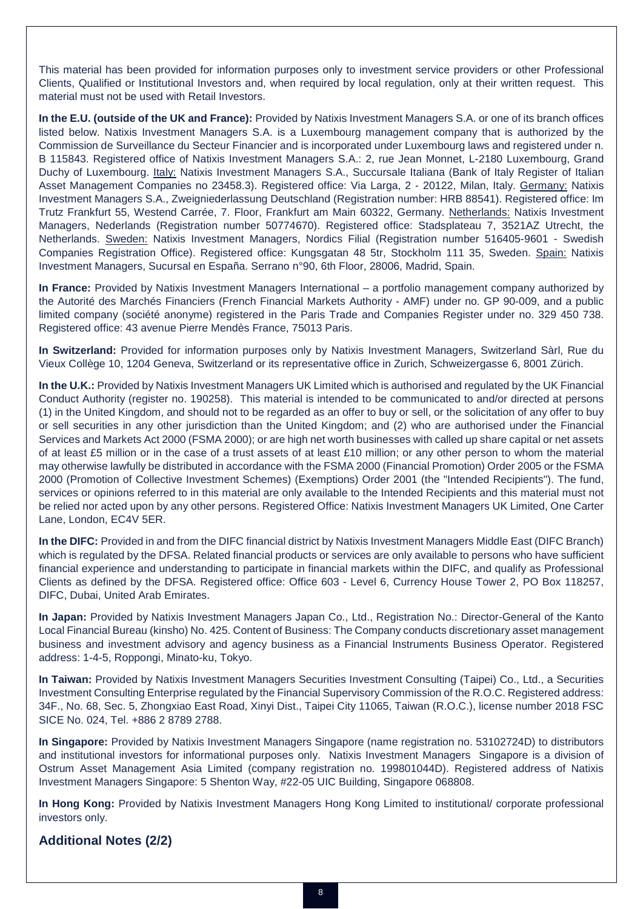This material has been provided for information purposes only to investment service providers or other Professional Clients, Qualified or Institutional Investors and, when required by local regulation, only at their written request. This material must not be used with Retail Investors.

**In the E.U. (outside of the UK and France):** Provided by Natixis Investment Managers S.A. or one of its branch offices listed below. Natixis Investment Managers S.A. is a Luxembourg management company that is authorized by the Commission de Surveillance du Secteur Financier and is incorporated under Luxembourg laws and registered under n. B 115843. Registered office of Natixis Investment Managers S.A.: 2, rue Jean Monnet, L-2180 Luxembourg, Grand Duchy of Luxembourg. Italy: Natixis Investment Managers S.A., Succursale Italiana (Bank of Italy Register of Italian Asset Management Companies no 23458.3). Registered office: Via Larga, 2 - 20122, Milan, Italy. Germany: Natixis Investment Managers S.A., Zweigniederlassung Deutschland (Registration number: HRB 88541). Registered office: Im Trutz Frankfurt 55, Westend Carrée, 7. Floor, Frankfurt am Main 60322, Germany. Netherlands: Natixis Investment Managers, Nederlands (Registration number 50774670). Registered office: Stadsplateau 7, 3521AZ Utrecht, the Netherlands. Sweden: Natixis Investment Managers, Nordics Filial (Registration number 516405-9601 - Swedish Companies Registration Office). Registered office: Kungsgatan 48 5tr, Stockholm 111 35, Sweden. Spain: Natixis Investment Managers, Sucursal en España. Serrano n°90, 6th Floor, 28006, Madrid, Spain.

**In France:** Provided by Natixis Investment Managers International – a portfolio management company authorized by the Autorité des Marchés Financiers (French Financial Markets Authority - AMF) under no. GP 90-009, and a public limited company (société anonyme) registered in the Paris Trade and Companies Register under no. 329 450 738. Registered office: 43 avenue Pierre Mendès France, 75013 Paris.

**In Switzerland:** Provided for information purposes only by Natixis Investment Managers, Switzerland Sàrl, Rue du Vieux Collège 10, 1204 Geneva, Switzerland or its representative office in Zurich, Schweizergasse 6, 8001 Zürich.

**In the U.K.:** Provided by Natixis Investment Managers UK Limited which is authorised and regulated by the UK Financial Conduct Authority (register no. 190258). This material is intended to be communicated to and/or directed at persons (1) in the United Kingdom, and should not to be regarded as an offer to buy or sell, or the solicitation of any offer to buy or sell securities in any other jurisdiction than the United Kingdom; and (2) who are authorised under the Financial Services and Markets Act 2000 (FSMA 2000); or are high net worth businesses with called up share capital or net assets of at least £5 million or in the case of a trust assets of at least £10 million; or any other person to whom the material may otherwise lawfully be distributed in accordance with the FSMA 2000 (Financial Promotion) Order 2005 or the FSMA 2000 (Promotion of Collective Investment Schemes) (Exemptions) Order 2001 (the "Intended Recipients"). The fund, services or opinions referred to in this material are only available to the Intended Recipients and this material must not be relied nor acted upon by any other persons. Registered Office: Natixis Investment Managers UK Limited, One Carter Lane, London, EC4V 5ER.

**In the DIFC:** Provided in and from the DIFC financial district by Natixis Investment Managers Middle East (DIFC Branch) which is regulated by the DFSA. Related financial products or services are only available to persons who have sufficient financial experience and understanding to participate in financial markets within the DIFC, and qualify as Professional Clients as defined by the DFSA. Registered office: Office 603 - Level 6, Currency House Tower 2, PO Box 118257, DIFC, Dubai, United Arab Emirates.

**In Japan:** Provided by Natixis Investment Managers Japan Co., Ltd., Registration No.: Director-General of the Kanto Local Financial Bureau (kinsho) No. 425. Content of Business: The Company conducts discretionary asset management business and investment advisory and agency business as a Financial Instruments Business Operator. Registered address: 1-4-5, Roppongi, Minato-ku, Tokyo.

**In Taiwan:** Provided by Natixis Investment Managers Securities Investment Consulting (Taipei) Co., Ltd., a Securities Investment Consulting Enterprise regulated by the Financial Supervisory Commission of the R.O.C. Registered address: 34F., No. 68, Sec. 5, Zhongxiao East Road, Xinyi Dist., Taipei City 11065, Taiwan (R.O.C.), license number 2018 FSC SICE No. 024, Tel. +886 2 8789 2788.

**In Singapore:** Provided by Natixis Investment Managers Singapore (name registration no. 53102724D) to distributors and institutional investors for informational purposes only. Natixis Investment Managers Singapore is a division of Ostrum Asset Management Asia Limited (company registration no. 199801044D). Registered address of Natixis Investment Managers Singapore: 5 Shenton Way, #22-05 UIC Building, Singapore 068808.

**In Hong Kong:** Provided by Natixis Investment Managers Hong Kong Limited to institutional/ corporate professional investors only.

## Additional Notes (2/2)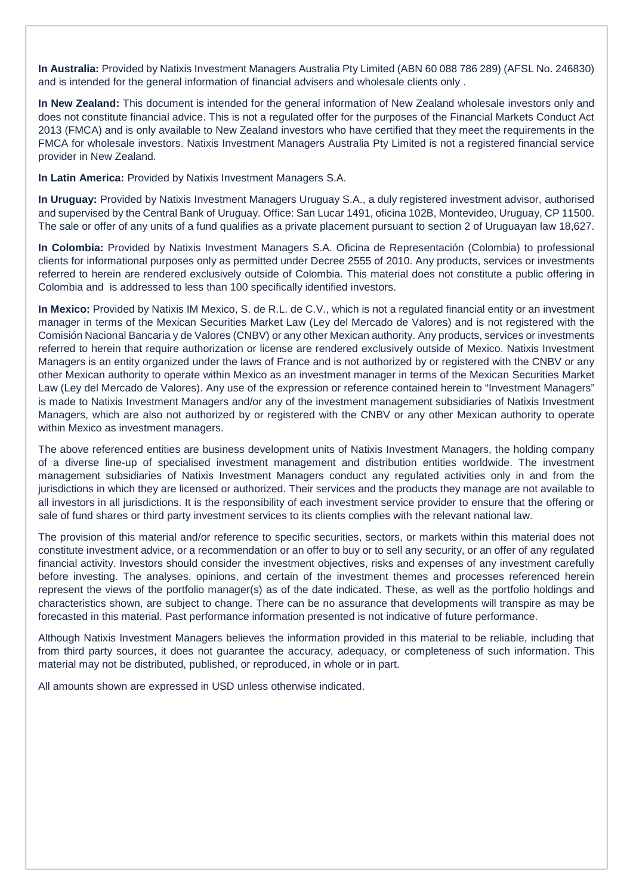**In Australia:** Provided by Natixis Investment Managers Australia Pty Limited (ABN 60 088 786 289) (AFSL No. 246830) and is intended for the general information of financial advisers and wholesale clients only .

**In New Zealand:** This document is intended for the general information of New Zealand wholesale investors only and does not constitute financial advice. This is not a regulated offer for the purposes of the Financial Markets Conduct Act 2013 (FMCA) and is only available to New Zealand investors who have certified that they meet the requirements in the FMCA for wholesale investors. Natixis Investment Managers Australia Pty Limited is not a registered financial service provider in New Zealand.

**In Latin America:** Provided by Natixis Investment Managers S.A.

**In Uruguay:** Provided by Natixis Investment Managers Uruguay S.A., a duly registered investment advisor, authorised and supervised by the Central Bank of Uruguay. Office: San Lucar 1491, oficina 102B, Montevideo, Uruguay, CP 11500. The sale or offer of any units of a fund qualifies as a private placement pursuant to section 2 of Uruguayan law 18,627.

**In Colombia:** Provided by Natixis Investment Managers S.A. Oficina de Representación (Colombia) to professional clients for informational purposes only as permitted under Decree 2555 of 2010. Any products, services or investments referred to herein are rendered exclusively outside of Colombia. This material does not constitute a public offering in Colombia and is addressed to less than 100 specifically identified investors.

**In Mexico:** Provided by Natixis IM Mexico, S. de R.L. de C.V., which is not a regulated financial entity or an investment manager in terms of the Mexican Securities Market Law (Ley del Mercado de Valores) and is not registered with the Comisión Nacional Bancaria y de Valores (CNBV) or any other Mexican authority. Any products, services or investments referred to herein that require authorization or license are rendered exclusively outside of Mexico. Natixis Investment Managers is an entity organized under the laws of France and is not authorized by or registered with the CNBV or any other Mexican authority to operate within Mexico as an investment manager in terms of the Mexican Securities Market Law (Ley del Mercado de Valores). Any use of the expression or reference contained herein to "Investment Managers" is made to Natixis Investment Managers and/or any of the investment management subsidiaries of Natixis Investment Managers, which are also not authorized by or registered with the CNBV or any other Mexican authority to operate within Mexico as investment managers.

The above referenced entities are business development units of Natixis Investment Managers, the holding company of a diverse line-up of specialised investment management and distribution entities worldwide. The investment management subsidiaries of Natixis Investment Managers conduct any regulated activities only in and from the jurisdictions in which they are licensed or authorized. Their services and the products they manage are not available to all investors in all jurisdictions. It is the responsibility of each investment service provider to ensure that the offering or sale of fund shares or third party investment services to its clients complies with the relevant national law.

The provision of this material and/or reference to specific securities, sectors, or markets within this material does not constitute investment advice, or a recommendation or an offer to buy or to sell any security, or an offer of any regulated financial activity. Investors should consider the investment objectives, risks and expenses of any investment carefully before investing. The analyses, opinions, and certain of the investment themes and processes referenced herein represent the views of the portfolio manager(s) as of the date indicated. These, as well as the portfolio holdings and characteristics shown, are subject to change. There can be no assurance that developments will transpire as may be forecasted in this material. Past performance information presented is not indicative of future performance.

Although Natixis Investment Managers believes the information provided in this material to be reliable, including that from third party sources, it does not guarantee the accuracy, adequacy, or completeness of such information. This material may not be distributed, published, or reproduced, in whole or in part.

All amounts shown are expressed in USD unless otherwise indicated.